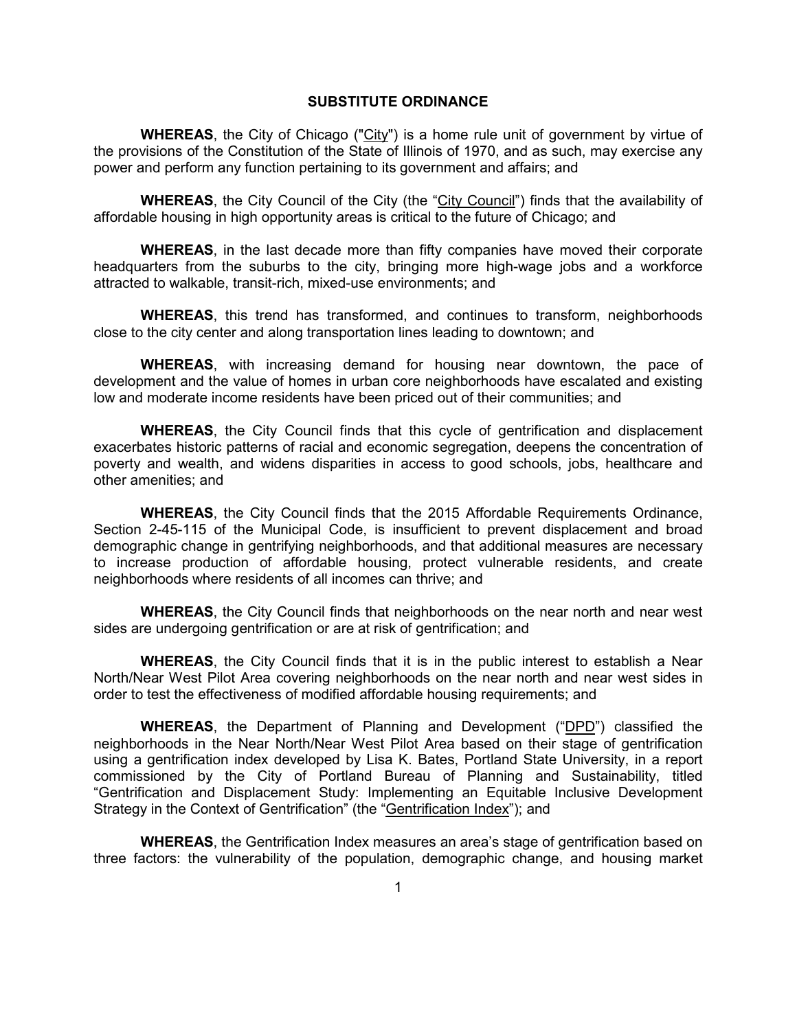## SUBSTITUTE ORDINANCE

**WHEREAS**, the City of Chicago ("City") is a home rule unit of government by virtue of the provisions of the Constitution of the State of Illinois of 1970, and as such, may exercise any power and perform any function pertaining to its government and affairs; and

**WHEREAS**, the City Council of the City (the "City Council") finds that the availability of affordable housing in high opportunity areas is critical to the future of Chicago; and

**WHEREAS**, in the last decade more than fifty companies have moved their corporate headquarters from the suburbs to the city, bringing more high-wage jobs and a workforce attracted to walkable, transit-rich, mixed-use environments; and

**WHEREAS**, this trend has transformed, and continues to transform, neighborhoods close to the city center and along transportation lines leading to downtown; and

**WHEREAS**, with increasing demand for housing near downtown, the pace of development and the value of homes in urban core neighborhoods have escalated and existing low and moderate income residents have been priced out of their communities; and

**WHEREAS**, the City Council finds that this cycle of gentrification and displacement exacerbates historic patterns of racial and economic segregation, deepens the concentration of poverty and wealth, and widens disparities in access to good schools, jobs, healthcare and other amenities; and

**WHEREAS**, the City Council finds that the 2015 Affordable Requirements Ordinance, Section 2-45-115 of the Municipal Code, is insufficient to prevent displacement and broad demographic change in gentrifying neighborhoods, and that additional measures are necessary to increase production of affordable housing, protect vulnerable residents, and create neighborhoods where residents of all incomes can thrive; and

**WHEREAS**, the City Council finds that neighborhoods on the near north and near west sides are undergoing gentrification or are at risk of gentrification; and

**WHEREAS**, the City Council finds that it is in the public interest to establish a Near North/Near West Pilot Area covering neighborhoods on the near north and near west sides in order to test the effectiveness of modified affordable housing requirements; and

**WHEREAS**, the Department of Planning and Development ("DPD") classified the neighborhoods in the Near North/Near West Pilot Area based on their stage of gentrification using a gentrification index developed by Lisa K. Bates, Portland State University, in a report commissioned by the City of Portland Bureau of Planning and Sustainability, titled "Gentrification and Displacement Study: Implementing an Equitable Inclusive Development Strategy in the Context of Gentrification" (the "Gentrification Index"); and

**WHEREAS**, the Gentrification Index measures an area's stage of gentrification based on three factors: the vulnerability of the population, demographic change, and housing market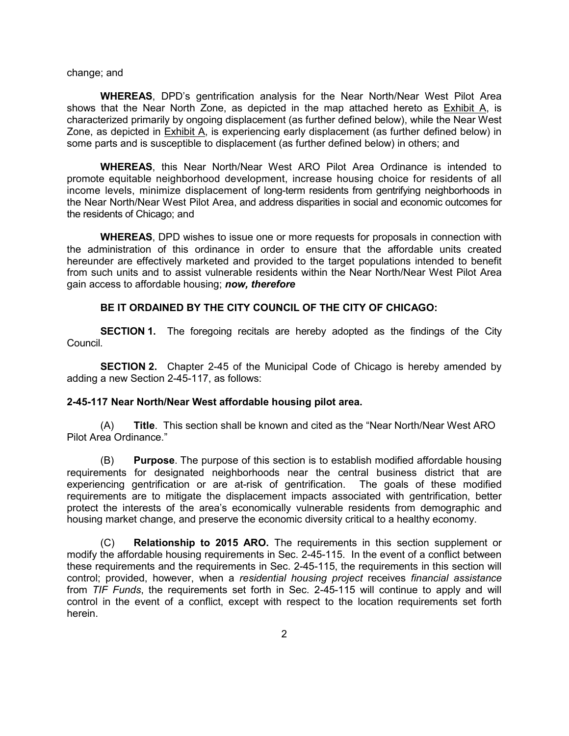change; and

**WHEREAS**, DPD's gentrification analysis for the Near North/Near West Pilot Area shows that the Near North Zone, as depicted in the map attached hereto as Exhibit A, is characterized primarily by ongoing displacement (as further defined below), while the Near West Zone, as depicted in Exhibit A, is experiencing early displacement (as further defined below) in some parts and is susceptible to displacement (as further defined below) in others; and

**WHEREAS**, this Near North/Near West ARO Pilot Area Ordinance is intended to promote equitable neighborhood development, increase housing choice for residents of all income levels, minimize displacement of long-term residents from gentrifying neighborhoods in the Near North/Near West Pilot Area, and address disparities in social and economic outcomes for the residents of Chicago; and

**WHEREAS**, DPD wishes to issue one or more requests for proposals in connection with the administration of this ordinance in order to ensure that the affordable units created hereunder are effectively marketed and provided to the target populations intended to benefit from such units and to assist vulnerable residents within the Near North/Near West Pilot Area gain access to affordable housing; ***now, therefore***

**BE IT ORDAINED BY THE CITY COUNCIL OF THE CITY OF CHICAGO:**

**SECTION 1.** The foregoing recitals are hereby adopted as the findings of the City Council.

**SECTION 2.** Chapter 2-45 of the Municipal Code of Chicago is hereby amended by adding a new Section 2-45-117, as follows:

**2-45-117 Near North/Near West affordable housing pilot area.**

(A) **Title**. This section shall be known and cited as the "Near North/Near West ARO Pilot Area Ordinance."

(B) **Purpose**. The purpose of this section is to establish modified affordable housing requirements for designated neighborhoods near the central business district that are experiencing gentrification or are at-risk of gentrification. The goals of these modified requirements are to mitigate the displacement impacts associated with gentrification, better protect the interests of the area's economically vulnerable residents from demographic and housing market change, and preserve the economic diversity critical to a healthy economy.

(C) **Relationship to 2015 ARO.** The requirements in this section supplement or modify the affordable housing requirements in Sec. 2-45-115. In the event of a conflict between these requirements and the requirements in Sec. 2-45-115, the requirements in this section will control; provided, however, when a *residential housing project* receives *financial assistance* from *TIF Funds*, the requirements set forth in Sec. 2-45-115 will continue to apply and will control in the event of a conflict, except with respect to the location requirements set forth herein.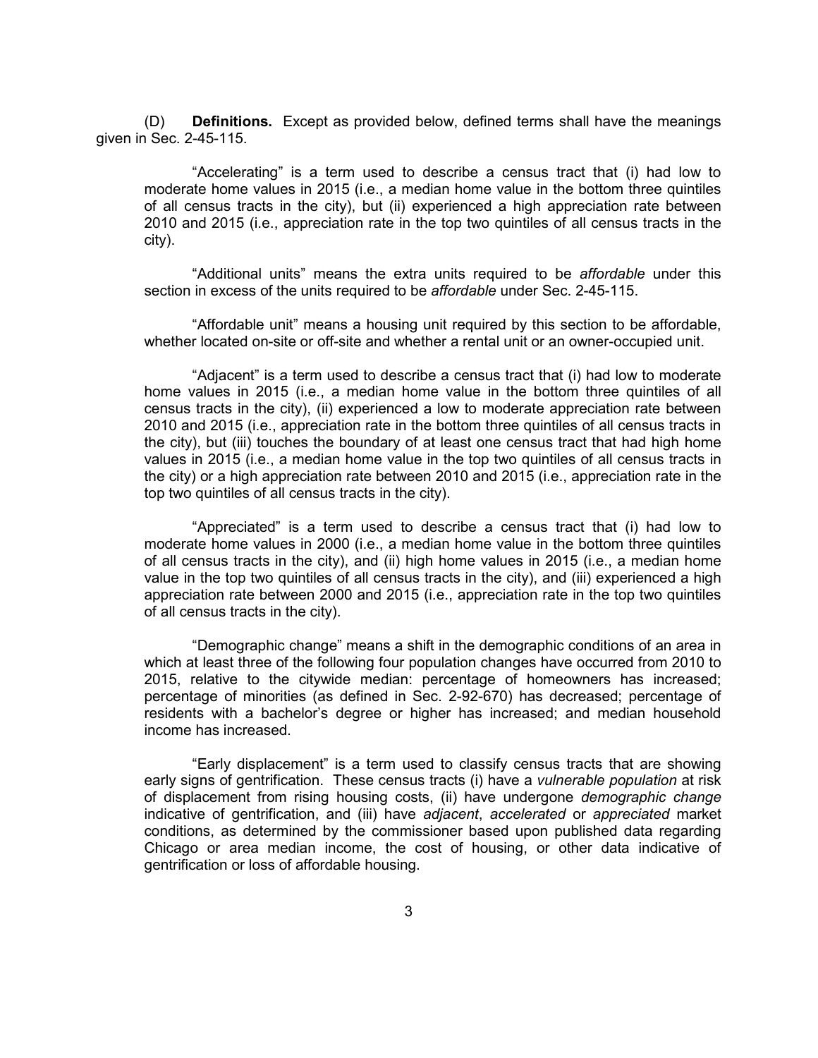(D) **Definitions.** Except as provided below, defined terms shall have the meanings given in Sec. 2-45-115.

"Accelerating" is a term used to describe a census tract that (i) had low to moderate home values in 2015 (i.e., a median home value in the bottom three quintiles of all census tracts in the city), but (ii) experienced a high appreciation rate between 2010 and 2015 (i.e., appreciation rate in the top two quintiles of all census tracts in the city).

"Additional units" means the extra units required to be *affordable* under this section in excess of the units required to be *affordable* under Sec. 2-45-115.

"Affordable unit" means a housing unit required by this section to be affordable, whether located on-site or off-site and whether a rental unit or an owner-occupied unit.

"Adjacent" is a term used to describe a census tract that (i) had low to moderate home values in 2015 (i.e., a median home value in the bottom three quintiles of all census tracts in the city), (ii) experienced a low to moderate appreciation rate between 2010 and 2015 (i.e., appreciation rate in the bottom three quintiles of all census tracts in the city), but (iii) touches the boundary of at least one census tract that had high home values in 2015 (i.e., a median home value in the top two quintiles of all census tracts in the city) or a high appreciation rate between 2010 and 2015 (i.e., appreciation rate in the top two quintiles of all census tracts in the city).

"Appreciated" is a term used to describe a census tract that (i) had low to moderate home values in 2000 (i.e., a median home value in the bottom three quintiles of all census tracts in the city), and (ii) high home values in 2015 (i.e., a median home value in the top two quintiles of all census tracts in the city), and (iii) experienced a high appreciation rate between 2000 and 2015 (i.e., appreciation rate in the top two quintiles of all census tracts in the city).

"Demographic change" means a shift in the demographic conditions of an area in which at least three of the following four population changes have occurred from 2010 to 2015, relative to the citywide median: percentage of homeowners has increased; percentage of minorities (as defined in Sec. 2-92-670) has decreased; percentage of residents with a bachelor's degree or higher has increased; and median household income has increased.

"Early displacement" is a term used to classify census tracts that are showing early signs of gentrification. These census tracts (i) have a *vulnerable population* at risk of displacement from rising housing costs, (ii) have undergone *demographic change* indicative of gentrification, and (iii) have *adjacent*, *accelerated* or *appreciated* market conditions, as determined by the commissioner based upon published data regarding Chicago or area median income, the cost of housing, or other data indicative of gentrification or loss of affordable housing.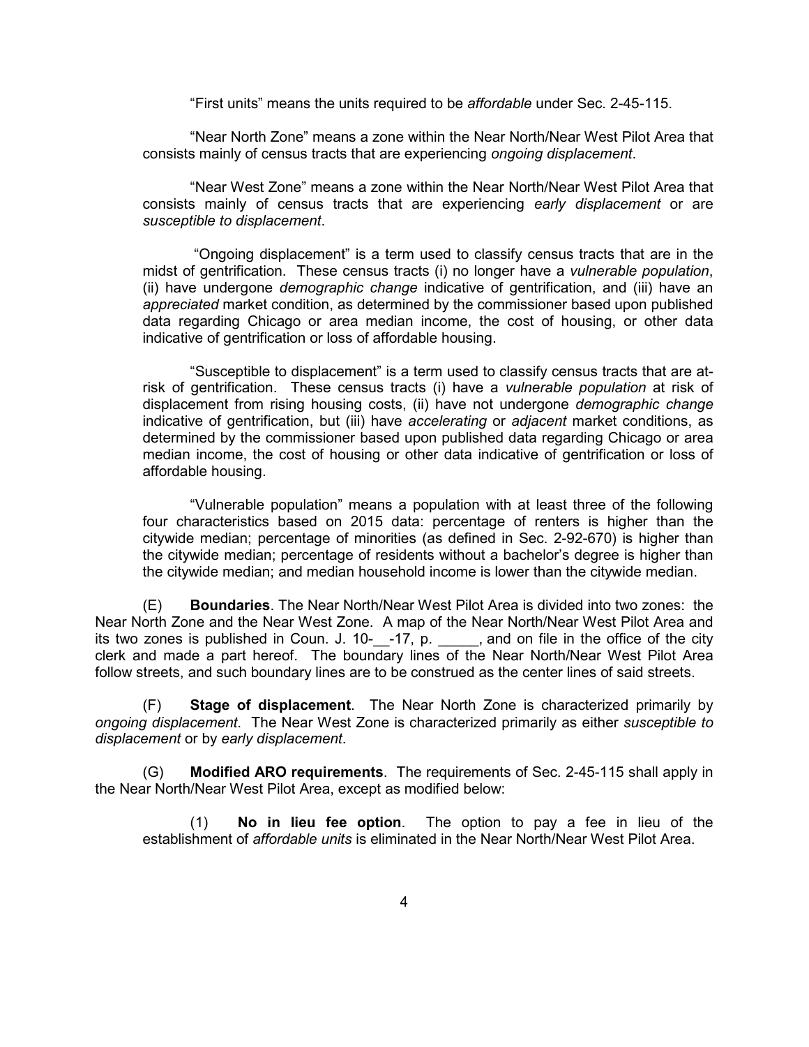"First units" means the units required to be *affordable* under Sec. 2-45-115.

"Near North Zone" means a zone within the Near North/Near West Pilot Area that consists mainly of census tracts that are experiencing *ongoing displacement*.

"Near West Zone" means a zone within the Near North/Near West Pilot Area that consists mainly of census tracts that are experiencing *early displacement* or are *susceptible to displacement*.

"Ongoing displacement" is a term used to classify census tracts that are in the midst of gentrification. These census tracts (i) no longer have a *vulnerable population*, (ii) have undergone *demographic change* indicative of gentrification, and (iii) have an *appreciated* market condition, as determined by the commissioner based upon published data regarding Chicago or area median income, the cost of housing, or other data indicative of gentrification or loss of affordable housing.

"Susceptible to displacement" is a term used to classify census tracts that are at-risk of gentrification. These census tracts (i) have a *vulnerable population* at risk of displacement from rising housing costs, (ii) have not undergone *demographic change* indicative of gentrification, but (iii) have *accelerating* or *adjacent* market conditions, as determined by the commissioner based upon published data regarding Chicago or area median income, the cost of housing or other data indicative of gentrification or loss of affordable housing.

"Vulnerable population" means a population with at least three of the following four characteristics based on 2015 data: percentage of renters is higher than the citywide median; percentage of minorities (as defined in Sec. 2-92-670) is higher than the citywide median; percentage of residents without a bachelor's degree is higher than the citywide median; and median household income is lower than the citywide median.

(E) **Boundaries**. The Near North/Near West Pilot Area is divided into two zones: the Near North Zone and the Near West Zone. A map of the Near North/Near West Pilot Area and its two zones is published in Coun. J. 10-__-17, p. _____, and on file in the office of the city clerk and made a part hereof. The boundary lines of the Near North/Near West Pilot Area follow streets, and such boundary lines are to be construed as the center lines of said streets.

(F) **Stage of displacement**. The Near North Zone is characterized primarily by *ongoing displacement*. The Near West Zone is characterized primarily as either *susceptible to displacement* or by *early displacement*.

(G) **Modified ARO requirements**. The requirements of Sec. 2-45-115 shall apply in the Near North/Near West Pilot Area, except as modified below:

(1) **No in lieu fee option**. The option to pay a fee in lieu of the establishment of *affordable units* is eliminated in the Near North/Near West Pilot Area.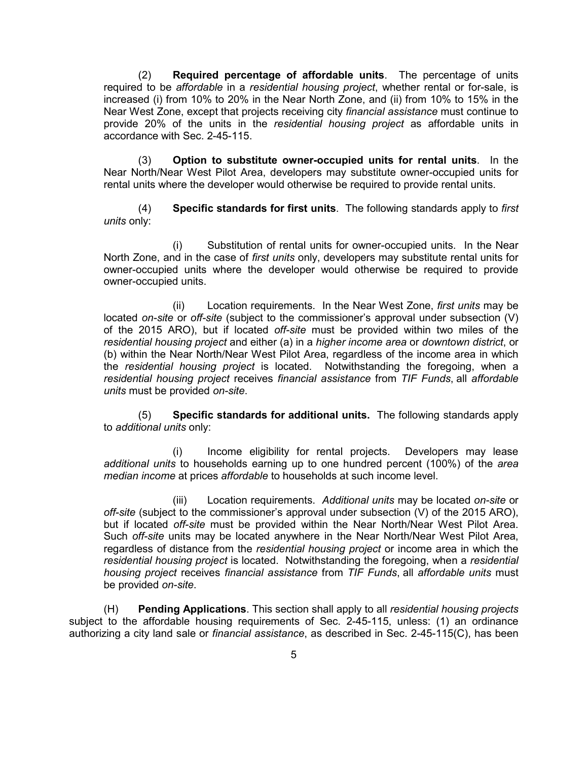(2) **Required percentage of affordable units**. The percentage of units required to be *affordable* in a *residential housing project*, whether rental or for-sale, is increased (i) from 10% to 20% in the Near North Zone, and (ii) from 10% to 15% in the Near West Zone, except that projects receiving city *financial assistance* must continue to provide 20% of the units in the *residential housing project* as affordable units in accordance with Sec. 2-45-115.

(3) **Option to substitute owner-occupied units for rental units**. In the Near North/Near West Pilot Area, developers may substitute owner-occupied units for rental units where the developer would otherwise be required to provide rental units.

(4) **Specific standards for first units**. The following standards apply to *first units* only:

(i) Substitution of rental units for owner-occupied units. In the Near North Zone, and in the case of *first units* only, developers may substitute rental units for owner-occupied units where the developer would otherwise be required to provide owner-occupied units.

(ii) Location requirements. In the Near West Zone, *first units* may be located *on-site* or *off-site* (subject to the commissioner's approval under subsection (V) of the 2015 ARO), but if located *off-site* must be provided within two miles of the *residential housing project* and either (a) in a *higher income area* or *downtown district*, or (b) within the Near North/Near West Pilot Area, regardless of the income area in which the *residential housing project* is located. Notwithstanding the foregoing, when a *residential housing project* receives *financial assistance* from *TIF Funds*, all *affordable units* must be provided *on-site*.

(5) **Specific standards for additional units.** The following standards apply to *additional units* only:

(i) Income eligibility for rental projects. Developers may lease *additional units* to households earning up to one hundred percent (100%) of the *area median income* at prices *affordable* to households at such income level.

(iii) Location requirements. *Additional units* may be located *on-site* or *off-site* (subject to the commissioner's approval under subsection (V) of the 2015 ARO), but if located *off-site* must be provided within the Near North/Near West Pilot Area. Such *off-site* units may be located anywhere in the Near North/Near West Pilot Area, regardless of distance from the *residential housing project* or income area in which the *residential housing project* is located. Notwithstanding the foregoing, when a *residential housing project* receives *financial assistance* from *TIF Funds*, all *affordable units* must be provided *on-site*.

(H) **Pending Applications**. This section shall apply to all *residential housing projects* subject to the affordable housing requirements of Sec. 2-45-115, unless: (1) an ordinance authorizing a city land sale or *financial assistance*, as described in Sec. 2-45-115(C), has been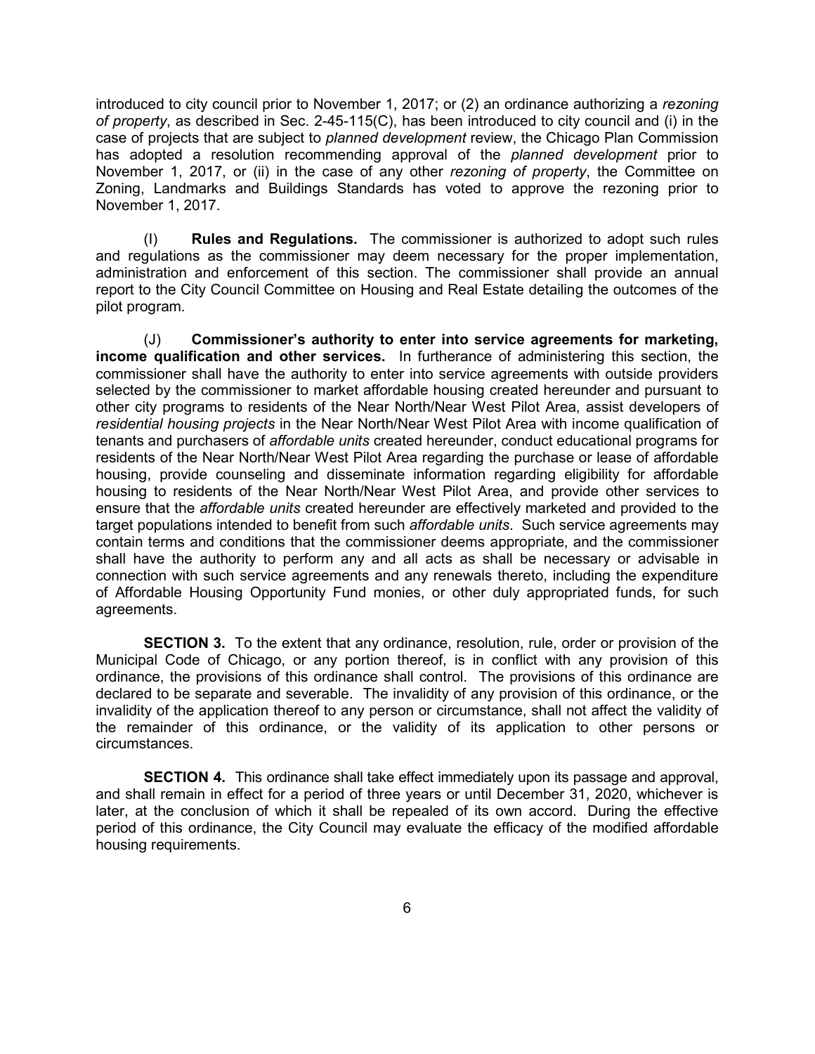introduced to city council prior to November 1, 2017; or (2) an ordinance authorizing a *rezoning of property*, as described in Sec. 2-45-115(C), has been introduced to city council and (i) in the case of projects that are subject to *planned development* review, the Chicago Plan Commission has adopted a resolution recommending approval of the *planned development* prior to November 1, 2017, or (ii) in the case of any other *rezoning of property*, the Committee on Zoning, Landmarks and Buildings Standards has voted to approve the rezoning prior to November 1, 2017.

(I) **Rules and Regulations.** The commissioner is authorized to adopt such rules and regulations as the commissioner may deem necessary for the proper implementation, administration and enforcement of this section. The commissioner shall provide an annual report to the City Council Committee on Housing and Real Estate detailing the outcomes of the pilot program.

(J) **Commissioner's authority to enter into service agreements for marketing, income qualification and other services.** In furtherance of administering this section, the commissioner shall have the authority to enter into service agreements with outside providers selected by the commissioner to market affordable housing created hereunder and pursuant to other city programs to residents of the Near North/Near West Pilot Area, assist developers of *residential housing projects* in the Near North/Near West Pilot Area with income qualification of tenants and purchasers of *affordable units* created hereunder, conduct educational programs for residents of the Near North/Near West Pilot Area regarding the purchase or lease of affordable housing, provide counseling and disseminate information regarding eligibility for affordable housing to residents of the Near North/Near West Pilot Area, and provide other services to ensure that the *affordable units* created hereunder are effectively marketed and provided to the target populations intended to benefit from such *affordable units*. Such service agreements may contain terms and conditions that the commissioner deems appropriate, and the commissioner shall have the authority to perform any and all acts as shall be necessary or advisable in connection with such service agreements and any renewals thereto, including the expenditure of Affordable Housing Opportunity Fund monies, or other duly appropriated funds, for such agreements.

**SECTION 3.** To the extent that any ordinance, resolution, rule, order or provision of the Municipal Code of Chicago, or any portion thereof, is in conflict with any provision of this ordinance, the provisions of this ordinance shall control. The provisions of this ordinance are declared to be separate and severable. The invalidity of any provision of this ordinance, or the invalidity of the application thereof to any person or circumstance, shall not affect the validity of the remainder of this ordinance, or the validity of its application to other persons or circumstances.

**SECTION 4.** This ordinance shall take effect immediately upon its passage and approval, and shall remain in effect for a period of three years or until December 31, 2020, whichever is later, at the conclusion of which it shall be repealed of its own accord. During the effective period of this ordinance, the City Council may evaluate the efficacy of the modified affordable housing requirements.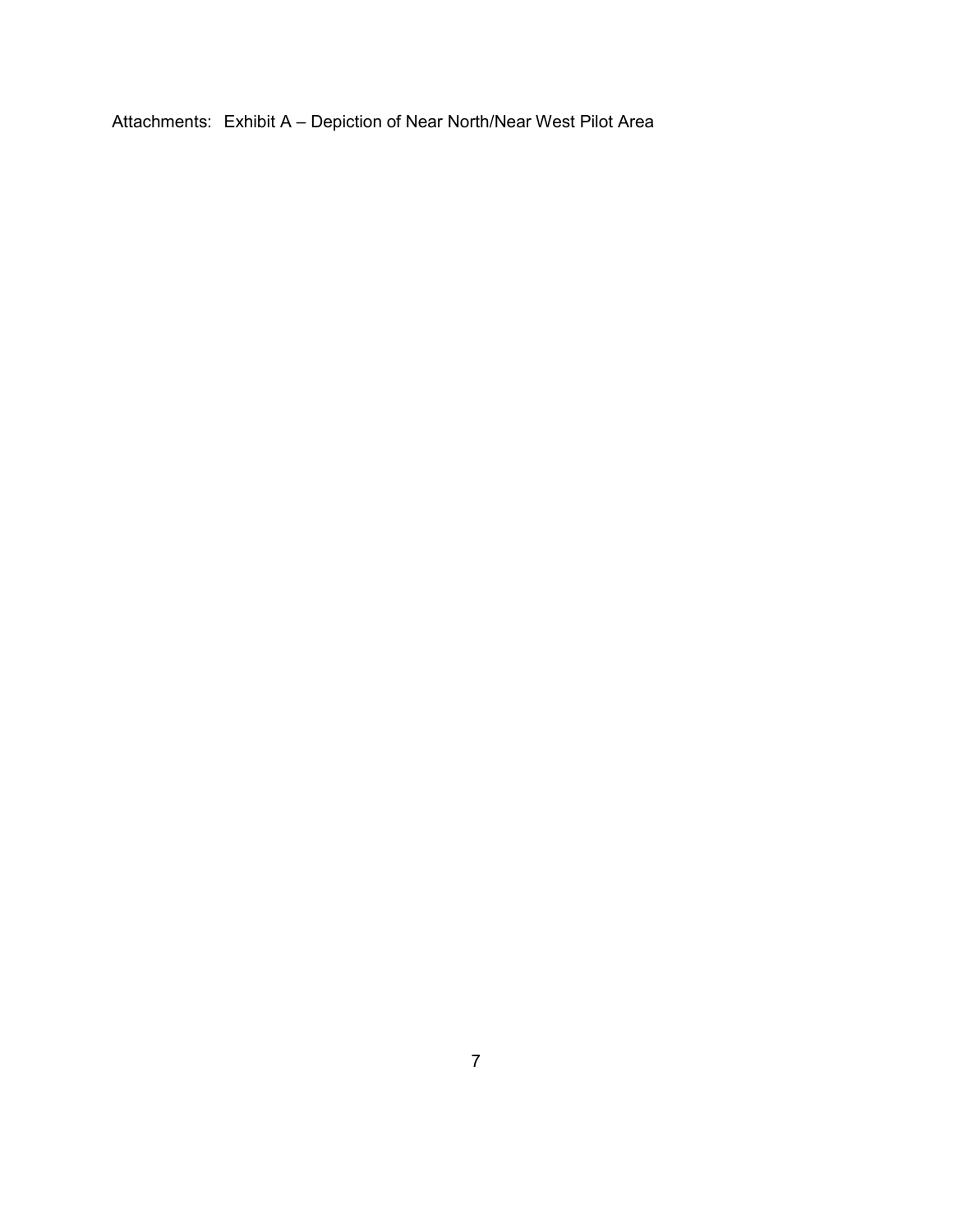Attachments: Exhibit A – Depiction of Near North/Near West Pilot Area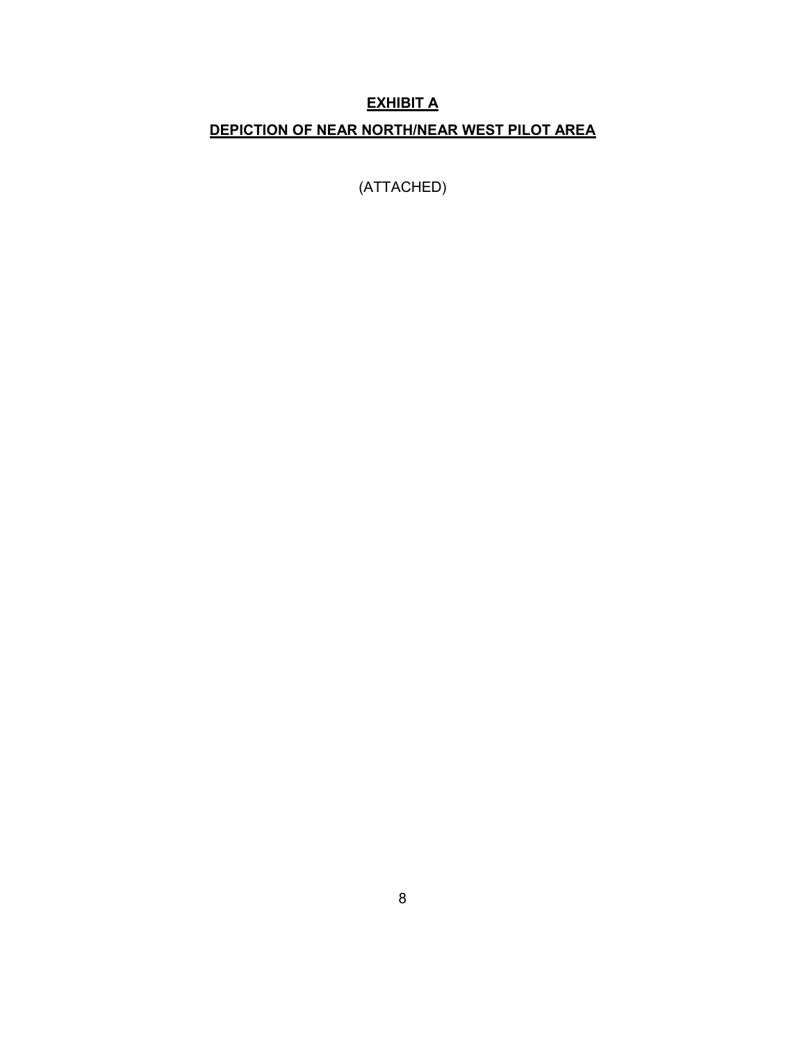**EXHIBIT A**

**DEPICTION OF NEAR NORTH/NEAR WEST PILOT AREA**

(ATTACHED)